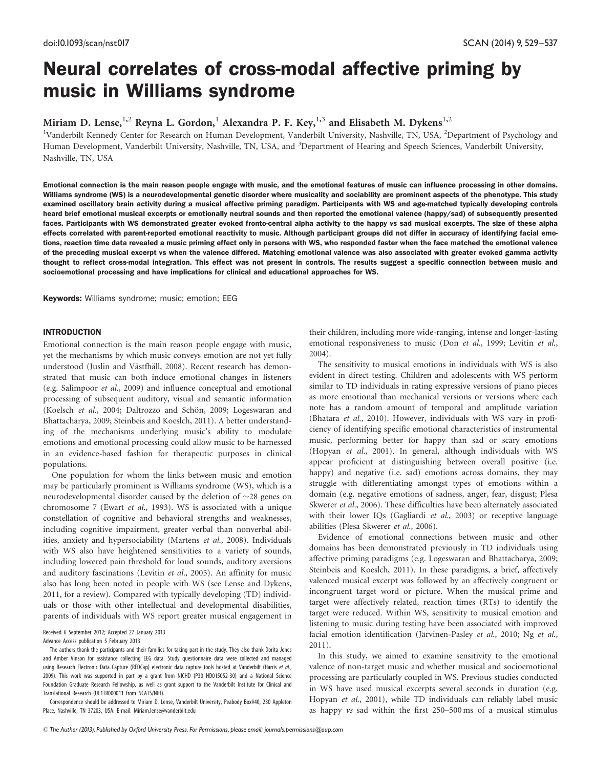# Neural correlates of cross-modal affective priming by music in Williams syndrome

Miriam D. Lense,[1,2] Reyna L. Gordon,[1] Alexandra P. F. Key,[1,3] and Elisabeth M. Dykens[1,2]

[1]Vanderbilt Kennedy Center for Research on Human Development, Vanderbilt University, Nashville, TN, USA, [2]Department of Psychology and Human Development, Vanderbilt University, Nashville, TN, USA, and [3]Department of Hearing and Speech Sciences, Vanderbilt University, Nashville, TN, USA

**Emotional connection is the main reason people engage with music, and the emotional features of music can influence processing in other domains. Williams syndrome (WS) is a neurodevelopmental genetic disorder where musicality and sociability are prominent aspects of the phenotype. This study examined oscillatory brain activity during a musical affective priming paradigm. Participants with WS and age-matched typically developing controls heard brief emotional musical excerpts or emotionally neutral sounds and then reported the emotional valence (happy/sad) of subsequently presented faces. Participants with WS demonstrated greater evoked fronto-central alpha activity to the happy *vs* sad musical excerpts. The size of these alpha effects correlated with parent-reported emotional reactivity to music. Although participant groups did not differ in accuracy of identifying facial emotions, reaction time data revealed a music priming effect only in persons with WS, who responded faster when the face matched the emotional valence of the preceding musical excerpt vs when the valence differed. Matching emotional valence was also associated with greater evoked gamma activity thought to reflect cross-modal integration. This effect was not present in controls. The results suggest a specific connection between music and socioemotional processing and have implications for clinical and educational approaches for WS.**

**Keywords:** Williams syndrome; music; emotion; EEG

## INTRODUCTION

Emotional connection is the main reason people engage with music, yet the mechanisms by which music conveys emotion are not yet fully understood (Juslin and Västfhäll, 2008). Recent research has demonstrated that music can both induce emotional changes in listeners (e.g. Salimpoor *et al.*, 2009) and influence conceptual and emotional processing of subsequent auditory, visual and semantic information (Koelsch *et al.*, 2004; Daltrozzo and Schön, 2009; Logeswaran and Bhattacharya, 2009; Steinbeis and Koeslch, 2011). A better understanding of the mechanisms underlying music's ability to modulate emotions and emotional processing could allow music to be harnessed in an evidence-based fashion for therapeutic purposes in clinical populations.

One population for whom the links between music and emotion may be particularly prominent is Williams syndrome (WS), which is a neurodevelopmental disorder caused by the deletion of ~28 genes on chromosome 7 (Ewart *et al.*, 1993). WS is associated with a unique constellation of cognitive and behavioral strengths and weaknesses, including cognitive impairment, greater verbal than nonverbal abilities, anxiety and hypersociability (Martens *et al.*, 2008). Individuals with WS also have heightened sensitivities to a variety of sounds, including lowered pain threshold for loud sounds, auditory aversions and auditory fascinations (Levitin *et al.*, 2005). An affinity for music also has long been noted in people with WS (see Lense and Dykens, 2011, for a review). Compared with typically developing (TD) individuals or those with other intellectual and developmental disabilities, parents of individuals with WS report greater musical engagement in their children, including more wide-ranging, intense and longer-lasting emotional responsiveness to music (Don *et al.*, 1999; Levitin *et al.*, 2004).

The sensitivity to musical emotions in individuals with WS is also evident in direct testing. Children and adolescents with WS perform similar to TD individuals in rating expressive versions of piano pieces as more emotional than mechanical versions or versions where each note has a random amount of temporal and amplitude variation (Bhatara *et al.*, 2010). However, individuals with WS vary in proficiency of identifying specific emotional characteristics of instrumental music, performing better for happy than sad or scary emotions (Hopyan *et al.*, 2001). In general, although individuals with WS appear proficient at distinguishing between overall positive (i.e. happy) and negative (i.e. sad) emotions across domains, they may struggle with differentiating amongst types of emotions within a domain (e.g. negative emotions of sadness, anger, fear, disgust; Plesa Skwerer *et al.*, 2006). These difficulties have been alternately associated with their lower IQs (Gagliardi *et al.*, 2003) or receptive language abilities (Plesa Skwerer *et al.*, 2006).

Evidence of emotional connections between music and other domains has been demonstrated previously in TD individuals using affective priming paradigms (e.g. Logeswaran and Bhattacharya, 2009; Steinbeis and Koeslch, 2011). In these paradigms, a brief, affectively valenced musical excerpt was followed by an affectively congruent or incongruent target word or picture. When the musical prime and target were affectively related, reaction times (RTs) to identify the target were reduced. Within WS, sensitivity to musical emotion and listening to music during testing have been associated with improved facial emotion identification (Järvinen-Pasley *et al.*, 2010; Ng *et al.*, 2011).

In this study, we aimed to examine sensitivity to the emotional valence of non-target music and whether musical and socioemotional processing are particularly coupled in WS. Previous studies conducted in WS have used musical excerpts several seconds in duration (e.g. Hopyan *et al.*, 2001), while TD individuals can reliably label music as happy *vs* sad within the first 250–500 ms of a musical stimulus

Received 6 September 2012; Accepted 27 January 2013

Advance Access publication 5 February 2013

The authors thank the participants and their families for taking part in the study. They also thank Dorita Jones and Amber Vinson for assistance collecting EEG data. Study questionnaire data were collected and managed using Research Electronic Data Capture (REDCap) electronic data capture tools hosted at Vanderbilt (Harris *et al.*, 2009). This work was supported in part by a grant from NICHD (P30 HD015052-30) and a National Science Foundation Graduate Research Fellowship, as well as grant support to the Vanderbilt Institute for Clinical and Translational Research (UL1TR000011 from NCATS/NIH).

Correspondence should be addressed to Miriam D. Lense, Vanderbilt University, Peabody Box#40, 230 Appleton Place, Nashville, TN 37203, USA. E-mail: Miriam.lense@vanderbilt.edu

© The Author (2013). Published by Oxford University Press. For Permissions, please email: journals.permissions@oup.com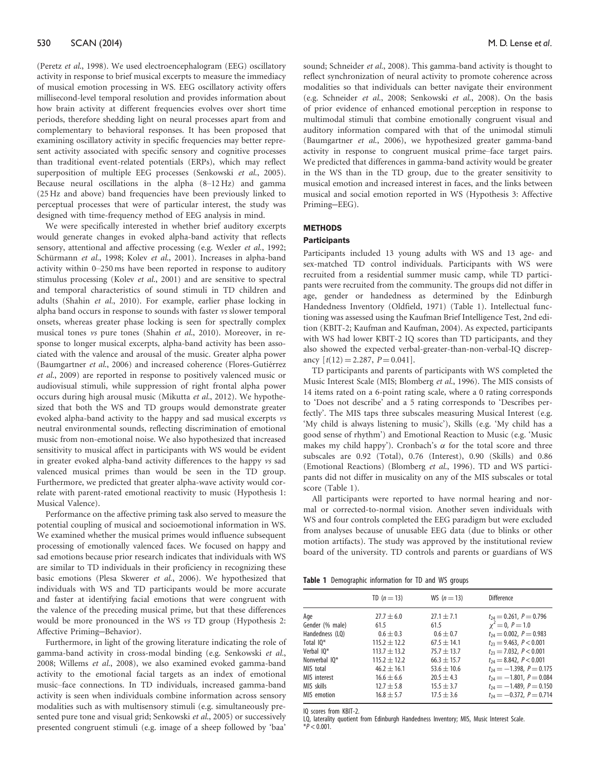(Peretz *et al.*, 1998). We used electroencephalogram (EEG) oscillatory activity in response to brief musical excerpts to measure the immediacy of musical emotion processing in WS. EEG oscillatory activity offers millisecond-level temporal resolution and provides information about how brain activity at different frequencies evolves over short time periods, therefore shedding light on neural processes apart from and complementary to behavioral responses. It has been proposed that examining oscillatory activity in specific frequencies may better represent activity associated with specific sensory and cognitive processes than traditional event-related potentials (ERPs), which may reflect superposition of multiple EEG processes (Senkowski *et al.*, 2005). Because neural oscillations in the alpha (8–12 Hz) and gamma (25 Hz and above) band frequencies have been previously linked to perceptual processes that were of particular interest, the study was designed with time-frequency method of EEG analysis in mind.

We were specifically interested in whether brief auditory excerpts would generate changes in evoked alpha-band activity that reflects sensory, attentional and affective processing (e.g. Wexler *et al.*, 1992; Schürmann *et al.*, 1998; Kolev *et al.*, 2001). Increases in alpha-band activity within 0–250 ms have been reported in response to auditory stimulus processing (Kolev *et al.*, 2001) and are sensitive to spectral and temporal characteristics of sound stimuli in TD children and adults (Shahin *et al.*, 2010). For example, earlier phase locking in alpha band occurs in response to sounds with faster *vs* slower temporal onsets, whereas greater phase locking is seen for spectrally complex musical tones *vs* pure tones (Shahin *et al.*, 2010). Moreover, in response to longer musical excerpts, alpha-band activity has been associated with the valence and arousal of the music. Greater alpha power (Baumgartner *et al.*, 2006) and increased coherence (Flores-Gutiérrez *et al.*, 2009) are reported in response to positively valenced music or audiovisual stimuli, while suppression of right frontal alpha power occurs during high arousal music (Mikutta *et al.*, 2012). We hypothesized that both the WS and TD groups would demonstrate greater evoked alpha-band activity to the happy and sad musical excerpts *vs* neutral environmental sounds, reflecting discrimination of emotional music from non-emotional noise. We also hypothesized that increased sensitivity to musical affect in participants with WS would be evident in greater evoked alpha-band activity differences to the happy *vs* sad valenced musical primes than would be seen in the TD group. Furthermore, we predicted that greater alpha-wave activity would correlate with parent-rated emotional reactivity to music (Hypothesis 1: Musical Valence).

Performance on the affective priming task also served to measure the potential coupling of musical and socioemotional information in WS. We examined whether the musical primes would influence subsequent processing of emotionally valenced faces. We focused on happy and sad emotions because prior research indicates that individuals with WS are similar to TD individuals in their proficiency in recognizing these basic emotions (Plesa Skwerer *et al.*, 2006). We hypothesized that individuals with WS and TD participants would be more accurate and faster at identifying facial emotions that were congruent with the valence of the preceding musical prime, but that these differences would be more pronounced in the WS *vs* TD group (Hypothesis 2: Affective Priming—Behavior).

Furthermore, in light of the growing literature indicating the role of gamma-band activity in cross-modal binding (e.g. Senkowski *et al.*, 2008; Willems *et al.*, 2008), we also examined evoked gamma-band activity to the emotional facial targets as an index of emotional music–face connections. In TD individuals, increased gamma-band activity is seen when individuals combine information across sensory modalities such as with multisensory stimuli (e.g. simultaneously presented pure tone and visual grid; Senkowski *et al.*, 2005) or successively presented congruent stimuli (e.g. image of a sheep followed by 'baa' sound; Schneider *et al.*, 2008). This gamma-band activity is thought to reflect synchronization of neural activity to promote coherence across modalities so that individuals can better navigate their environment (e.g. Schneider *et al.*, 2008; Senkowski *et al.*, 2008). On the basis of prior evidence of enhanced emotional perception in response to multimodal stimuli that combine emotionally congruent visual and auditory information compared with that of the unimodal stimuli (Baumgartner *et al.*, 2006), we hypothesized greater gamma-band activity in response to congruent musical prime–face target pairs. We predicted that differences in gamma-band activity would be greater in the WS than in the TD group, due to the greater sensitivity to musical emotion and increased interest in faces, and the links between musical and social emotion reported in WS (Hypothesis 3: Affective Priming—EEG).

## METHODS

### Participants

Participants included 13 young adults with WS and 13 age- and sex-matched TD control individuals. Participants with WS were recruited from a residential summer music camp, while TD participants were recruited from the community. The groups did not differ in age, gender or handedness as determined by the Edinburgh Handedness Inventory (Oldfield, 1971) (Table 1). Intellectual functioning was assessed using the Kaufman Brief Intelligence Test, 2nd edition (KBIT-2; Kaufman and Kaufman, 2004). As expected, participants with WS had lower KBIT-2 IQ scores than TD participants, and they also showed the expected verbal-greater-than-non-verbal-IQ discrepancy [$t(12) = 2.287$, $P = 0.041$].

TD participants and parents of participants with WS completed the Music Interest Scale (MIS; Blomberg *et al.*, 1996). The MIS consists of 14 items rated on a 6-point rating scale, where a 0 rating corresponds to 'Does not describe' and a 5 rating corresponds to 'Describes perfectly'. The MIS taps three subscales measuring Musical Interest (e.g. 'My child is always listening to music'), Skills (e.g. 'My child has a good sense of rhythm') and Emotional Reaction to Music (e.g. 'Music makes my child happy'). Cronbach's $\alpha$ for the total score and three subscales are 0.92 (Total), 0.76 (Interest), 0.90 (Skills) and 0.86 (Emotional Reactions) (Blomberg *et al.*, 1996). TD and WS participants did not differ in musicality on any of the MIS subscales or total score (Table 1).

All participants were reported to have normal hearing and normal or corrected-to-normal vision. Another seven individuals with WS and four controls completed the EEG paradigm but were excluded from analyses because of unusable EEG data (due to blinks or other motion artifacts). The study was approved by the institutional review board of the university. TD controls and parents or guardians of WS

**Table 1** Demographic information for TD and WS groups

| | TD ($n = 13$) | WS ($n = 13$) | Difference |
|---|---|---|---|
| Age | $27.7 \pm 6.0$ | $27.1 \pm 7.1$ | $t_{24} = 0.261$, $P = 0.796$ |
| Gender (% male) | 61.5 | 61.5 | $\chi^2 = 0$, $P = 1.0$ |
| Handedness (LQ) | $0.6 \pm 0.3$ | $0.6 \pm 0.7$ | $t_{24} = 0.002$, $P = 0.983$ |
| Total IQ* | $115.2 \pm 12.2$ | $67.5 \pm 14.1$ | $t_{23} = 9.463$, $P < 0.001$ |
| Verbal IQ* | $113.7 \pm 13.2$ | $75.7 \pm 13.7$ | $t_{23} = 7.032$, $P < 0.001$ |
| Nonverbal IQ* | $115.2 \pm 12.2$ | $66.3 \pm 15.7$ | $t_{24} = 8.842$, $P < 0.001$ |
| MIS total | $46.2 \pm 16.1$ | $53.6 \pm 10.6$ | $t_{24} = -1.398$, $P = 0.175$ |
| MIS interest | $16.6 \pm 6.6$ | $20.5 \pm 4.3$ | $t_{24} = -1.801$, $P = 0.084$ |
| MIS skills | $12.7 \pm 5.8$ | $15.5 \pm 3.7$ | $t_{24} = -1.489$, $P = 0.150$ |
| MIS emotion | $16.8 \pm 5.7$ | $17.5 \pm 3.6$ | $t_{24} = -0.372$, $P = 0.714$ |

IQ scores from KBIT-2.
LQ, laterality quotient from Edinburgh Handedness Inventory; MIS, Music Interest Scale.
*$P < 0.001$.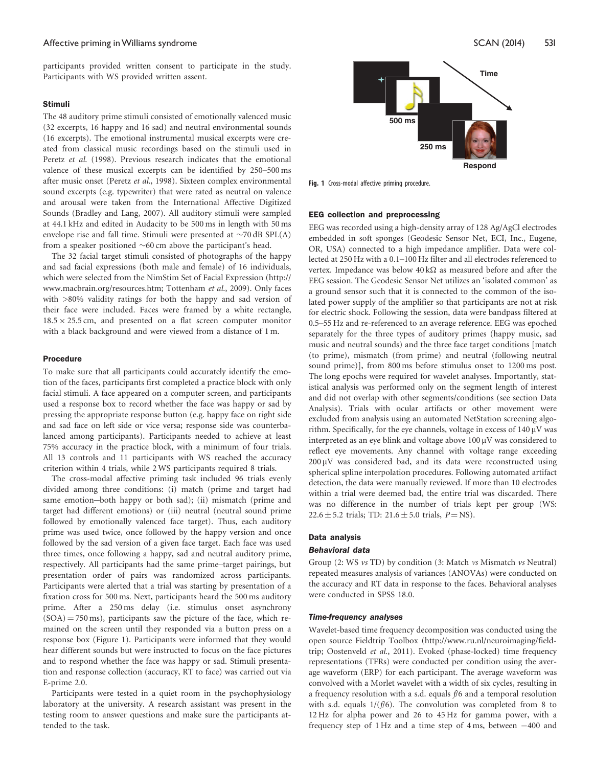participants provided written consent to participate in the study. Participants with WS provided written assent.

### Stimuli

The 48 auditory prime stimuli consisted of emotionally valenced music (32 excerpts, 16 happy and 16 sad) and neutral environmental sounds (16 excerpts). The emotional instrumental musical excerpts were created from classical music recordings based on the stimuli used in Peretz *et al.* (1998). Previous research indicates that the emotional valence of these musical excerpts can be identified by 250–500 ms after music onset (Peretz *et al.*, 1998). Sixteen complex environmental sound excerpts (e.g. typewriter) that were rated as neutral on valence and arousal were taken from the International Affective Digitized Sounds (Bradley and Lang, 2007). All auditory stimuli were sampled at 44.1 kHz and edited in Audacity to be 500 ms in length with 50 ms envelope rise and fall time. Stimuli were presented at ~70 dB SPL(A) from a speaker positioned ~60 cm above the participant's head.

The 32 facial target stimuli consisted of photographs of the happy and sad facial expressions (both male and female) of 16 individuals, which were selected from the NimStim Set of Facial Expression (http://www.macbrain.org/resources.htm; Tottenham *et al.*, 2009). Only faces with >80% validity ratings for both the happy and sad version of their face were included. Faces were framed by a white rectangle, $18.5 \times 25.5$ cm, and presented on a flat screen computer monitor with a black background and were viewed from a distance of 1 m.

### Procedure

To make sure that all participants could accurately identify the emotion of the faces, participants first completed a practice block with only facial stimuli. A face appeared on a computer screen, and participants used a response box to record whether the face was happy or sad by pressing the appropriate response button (e.g. happy face on right side and sad face on left side or vice versa; response side was counterbalanced among participants). Participants needed to achieve at least 75% accuracy in the practice block, with a minimum of four trials. All 13 controls and 11 participants with WS reached the accuracy criterion within 4 trials, while 2 WS participants required 8 trials.

The cross-modal affective priming task included 96 trials evenly divided among three conditions: (i) match (prime and target had same emotion—both happy or both sad); (ii) mismatch (prime and target had different emotions) or (iii) neutral (neutral sound prime followed by emotionally valenced face target). Thus, each auditory prime was used twice, once followed by the happy version and once followed by the sad version of a given face target. Each face was used three times, once following a happy, sad and neutral auditory prime, respectively. All participants had the same prime–target pairings, but presentation order of pairs was randomized across participants. Participants were alerted that a trial was starting by presentation of a fixation cross for 500 ms. Next, participants heard the 500 ms auditory prime. After a 250 ms delay (i.e. stimulus onset asynchrony (SOA) = 750 ms), participants saw the picture of the face, which remained on the screen until they responded via a button press on a response box (Figure 1). Participants were informed that they would hear different sounds but were instructed to focus on the face pictures and to respond whether the face was happy or sad. Stimuli presentation and response collection (accuracy, RT to face) was carried out via E-prime 2.0.

Participants were tested in a quiet room in the psychophysiology laboratory at the university. A research assistant was present in the testing room to answer questions and make sure the participants attended to the task.

Fig. 1 Cross-modal affective priming procedure.

### EEG collection and preprocessing

EEG was recorded using a high-density array of 128 Ag/AgCl electrodes embedded in soft sponges (Geodesic Sensor Net, ECI, Inc., Eugene, OR, USA) connected to a high impedance amplifier. Data were collected at 250 Hz with a 0.1–100 Hz filter and all electrodes referenced to vertex. Impedance was below 40 kΩ as measured before and after the EEG session. The Geodesic Sensor Net utilizes an 'isolated common' as a ground sensor such that it is connected to the common of the isolated power supply of the amplifier so that participants are not at risk for electric shock. Following the session, data were bandpass filtered at 0.5–55 Hz and re-referenced to an average reference. EEG was epoched separately for the three types of auditory primes (happy music, sad music and neutral sounds) and the three face target conditions [match (to prime), mismatch (from prime) and neutral (following neutral sound prime)], from 800 ms before stimulus onset to 1200 ms post. The long epochs were required for wavelet analyses. Importantly, statistical analysis was performed only on the segment length of interest and did not overlap with other segments/conditions (see section Data Analysis). Trials with ocular artifacts or other movement were excluded from analysis using an automated NetStation screening algorithm. Specifically, for the eye channels, voltage in excess of 140 μV was interpreted as an eye blink and voltage above 100 μV was considered to reflect eye movements. Any channel with voltage range exceeding 200 μV was considered bad, and its data were reconstructed using spherical spline interpolation procedures. Following automated artifact detection, the data were manually reviewed. If more than 10 electrodes within a trial were deemed bad, the entire trial was discarded. There was no difference in the number of trials kept per group (WS: $22.6 \pm 5.2$ trials; TD: $21.6 \pm 5.0$ trials, $P = \text{NS}$).

### Data analysis

#### *Behavioral data*

Group (2: WS *vs* TD) by condition (3: Match *vs* Mismatch *vs* Neutral) repeated measures analysis of variances (ANOVAs) were conducted on the accuracy and RT data in response to the faces. Behavioral analyses were conducted in SPSS 18.0.

#### *Time-frequency analyses*

Wavelet-based time frequency decomposition was conducted using the open source Fieldtrip Toolbox (http://www.ru.nl/neuroimaging/fieldtrip; Oostenveld *et al.*, 2011). Evoked (phase-locked) time frequency representations (TFRs) were conducted per condition using the average waveform (ERP) for each participant. The average waveform was convolved with a Morlet wavelet with a width of six cycles, resulting in a frequency resolution with a s.d. equals $f/6$ and a temporal resolution with s.d. equals $1/(f/6)$. The convolution was completed from 8 to 12 Hz for alpha power and 26 to 45 Hz for gamma power, with a frequency step of 1 Hz and a time step of 4 ms, between −400 and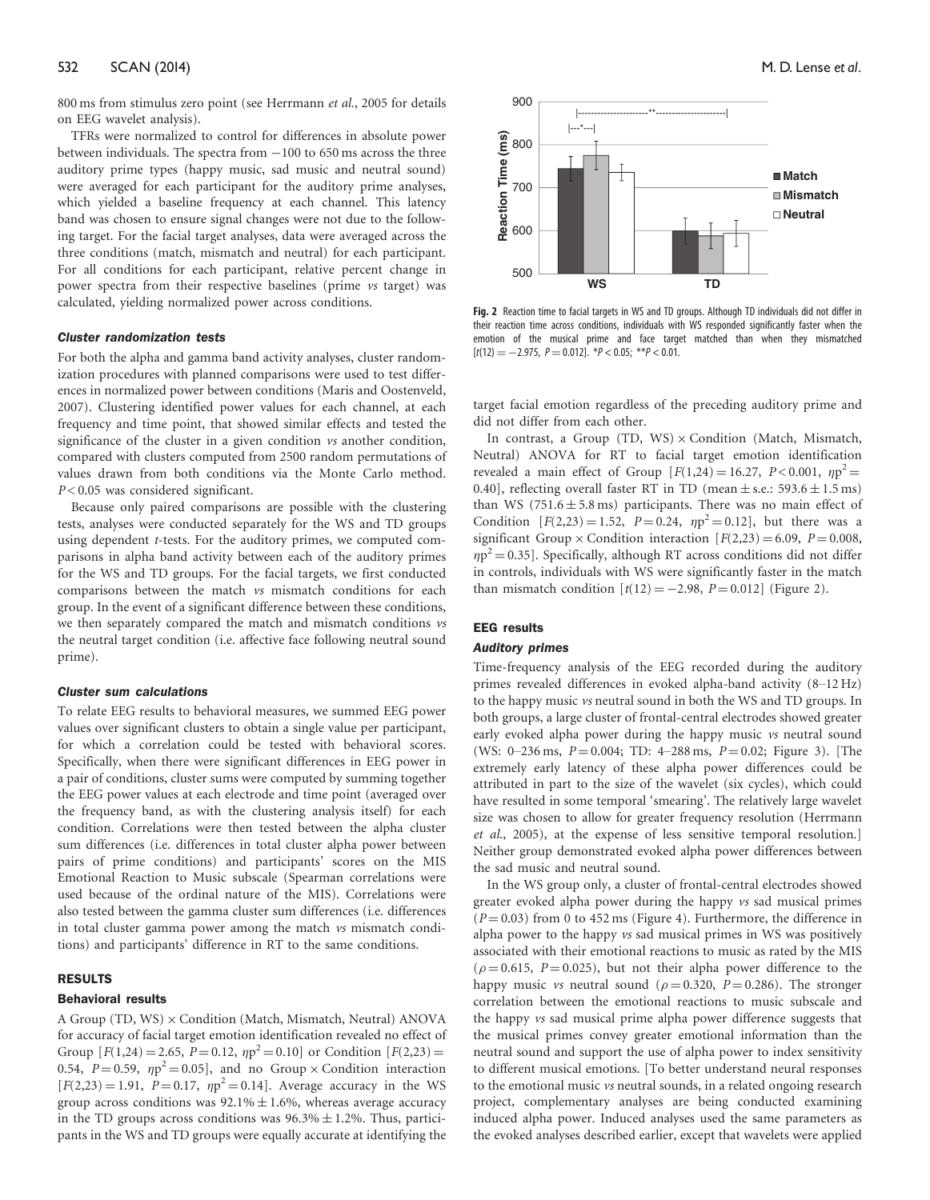800 ms from stimulus zero point (see Herrmann *et al.*, 2005 for details on EEG wavelet analysis).

TFRs were normalized to control for differences in absolute power between individuals. The spectra from −100 to 650 ms across the three auditory prime types (happy music, sad music and neutral sound) were averaged for each participant for the auditory prime analyses, which yielded a baseline frequency at each channel. This latency band was chosen to ensure signal changes were not due to the following target. For the facial target analyses, data were averaged across the three conditions (match, mismatch and neutral) for each participant. For all conditions for each participant, relative percent change in power spectra from their respective baselines (prime *vs* target) was calculated, yielding normalized power across conditions.

#### Cluster randomization tests

For both the alpha and gamma band activity analyses, cluster randomization procedures with planned comparisons were used to test differences in normalized power between conditions (Maris and Oostenveld, 2007). Clustering identified power values for each channel, at each frequency and time point, that showed similar effects and tested the significance of the cluster in a given condition *vs* another condition, compared with clusters computed from 2500 random permutations of values drawn from both conditions via the Monte Carlo method. $P < 0.05$ was considered significant.

Because only paired comparisons are possible with the clustering tests, analyses were conducted separately for the WS and TD groups using dependent *t*-tests. For the auditory primes, we computed comparisons in alpha band activity between each of the auditory primes for the WS and TD groups. For the facial targets, we first conducted comparisons between the match *vs* mismatch conditions for each group. In the event of a significant difference between these conditions, we then separately compared the match and mismatch conditions *vs* the neutral target condition (i.e. affective face following neutral sound prime).

#### Cluster sum calculations

To relate EEG results to behavioral measures, we summed EEG power values over significant clusters to obtain a single value per participant, for which a correlation could be tested with behavioral scores. Specifically, when there were significant differences in EEG power in a pair of conditions, cluster sums were computed by summing together the EEG power values at each electrode and time point (averaged over the frequency band, as with the clustering analysis itself) for each condition. Correlations were then tested between the alpha cluster sum differences (i.e. differences in total cluster alpha power between pairs of prime conditions) and participants' scores on the MIS Emotional Reaction to Music subscale (Spearman correlations were used because of the ordinal nature of the MIS). Correlations were also tested between the gamma cluster sum differences (i.e. differences in total cluster gamma power among the match *vs* mismatch conditions) and participants' difference in RT to the same conditions.

## RESULTS

### Behavioral results

A Group (TD, WS) × Condition (Match, Mismatch, Neutral) ANOVA for accuracy of facial target emotion identification revealed no effect of Group [$F(1,24) = 2.65$, $P = 0.12$, $\eta p^2 = 0.10$] or Condition [$F(2,23) = 0.54$, $P = 0.59$, $\eta p^2 = 0.05$], and no Group × Condition interaction [$F(2,23) = 1.91$, $P = 0.17$, $\eta p^2 = 0.14$]. Average accuracy in the WS group across conditions was $92.1\% \pm 1.6\%$, whereas average accuracy in the TD groups across conditions was $96.3\% \pm 1.2\%$. Thus, participants in the WS and TD groups were equally accurate at identifying the target facial emotion regardless of the preceding auditory prime and did not differ from each other.

900
800
700
600
500
Reaction Time (ms)
WS
TD
** 
*
Match
Mismatch
Neutral

**Fig. 2** Reaction time to facial targets in WS and TD groups. Although TD individuals did not differ in their reaction time across conditions, individuals with WS responded significantly faster when the emotion of the musical prime and face target matched than when they mismatched [$t(12) = -2.975$, $P = 0.012$]. \*$P < 0.05$; \*\*$P < 0.01$.

In contrast, a Group (TD, WS) × Condition (Match, Mismatch, Neutral) ANOVA for RT to facial target emotion identification revealed a main effect of Group [$F(1,24) = 16.27$, $P < 0.001$, $\eta p^2 = 0.40$], reflecting overall faster RT in TD (mean ± s.e.: $593.6 \pm 1.5$ ms) than WS ($751.6 \pm 5.8$ ms) participants. There was no main effect of Condition [$F(2,23) = 1.52$, $P = 0.24$, $\eta p^2 = 0.12$], but there was a significant Group × Condition interaction [$F(2,23) = 6.09$, $P = 0.008$, $\eta p^2 = 0.35$]. Specifically, although RT across conditions did not differ in controls, individuals with WS were significantly faster in the match than mismatch condition [$t(12) = -2.98$, $P = 0.012$] (Figure 2).

### EEG results

#### Auditory primes

Time-frequency analysis of the EEG recorded during the auditory primes revealed differences in evoked alpha-band activity (8–12 Hz) to the happy music *vs* neutral sound in both the WS and TD groups. In both groups, a large cluster of frontal-central electrodes showed greater early evoked alpha power during the happy music *vs* neutral sound (WS: 0–236 ms, $P = 0.004$; TD: 4–288 ms, $P = 0.02$; Figure 3). [The extremely early latency of these alpha power differences could be attributed in part to the size of the wavelet (six cycles), which could have resulted in some temporal 'smearing'. The relatively large wavelet size was chosen to allow for greater frequency resolution (Herrmann *et al.*, 2005), at the expense of less sensitive temporal resolution.] Neither group demonstrated evoked alpha power differences between the sad music and neutral sound.

In the WS group only, a cluster of frontal-central electrodes showed greater evoked alpha power during the happy *vs* sad musical primes ($P = 0.03$) from 0 to 452 ms (Figure 4). Furthermore, the difference in alpha power to the happy *vs* sad musical primes in WS was positively associated with their emotional reactions to music as rated by the MIS ($\rho = 0.615$, $P = 0.025$), but not their alpha power difference to the happy music *vs* neutral sound ($\rho = 0.320$, $P = 0.286$). The stronger correlation between the emotional reactions to music subscale and the happy *vs* sad musical prime alpha power difference suggests that the musical primes convey greater emotional information than the neutral sound and support the use of alpha power to index sensitivity to different musical emotions. [To better understand neural responses to the emotional music *vs* neutral sounds, in a related ongoing research project, complementary analyses are being conducted examining induced alpha power. Induced analyses used the same parameters as the evoked analyses described earlier, except that wavelets were applied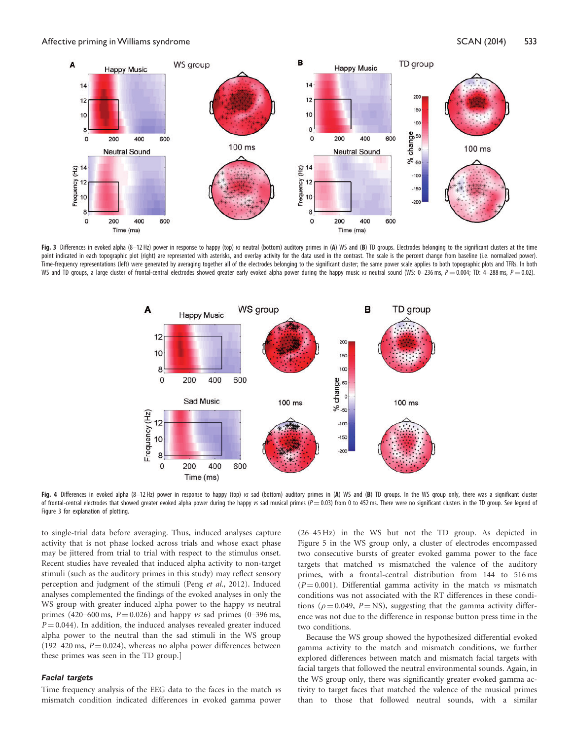**Fig. 3** Differences in evoked alpha (8–12 Hz) power in response to happy (top) *vs* neutral (bottom) auditory primes in (**A**) WS and (**B**) TD groups. Electrodes belonging to the significant clusters at the time point indicated in each topographic plot (right) are represented with asterisks, and overlay activity for the data used in the contrast. The scale is the percent change from baseline (i.e. normalized power). Time-frequency representations (left) were generated by averaging together all of the electrodes belonging to the significant cluster; the same power scale applies to both topographic plots and TFRs. In both WS and TD groups, a large cluster of frontal-central electrodes showed greater early evoked alpha power during the happy music *vs* neutral sound (WS: 0–236 ms, $P = 0.004$; TD: 4–288 ms, $P = 0.02$).

**Fig. 4** Differences in evoked alpha (8–12 Hz) power in response to happy (top) *vs* sad (bottom) auditory primes in (**A**) WS and (**B**) TD groups. In the WS group only, there was a significant cluster of frontal-central electrodes that showed greater evoked alpha power during the happy *vs* sad musical primes ($P = 0.03$) from 0 to 452 ms. There were no significant clusters in the TD group. See legend of Figure 3 for explanation of plotting.

to single-trial data before averaging. Thus, induced analyses capture activity that is not phase locked across trials and whose exact phase may be jittered from trial to trial with respect to the stimulus onset. Recent studies have revealed that induced alpha activity to non-target stimuli (such as the auditory primes in this study) may reflect sensory perception and judgment of the stimuli (Peng *et al.*, 2012). Induced analyses complemented the findings of the evoked analyses in only the WS group with greater induced alpha power to the happy *vs* neutral primes (420–600 ms, $P = 0.026$) and happy *vs* sad primes (0–396 ms, $P = 0.044$). In addition, the induced analyses revealed greater induced alpha power to the neutral than the sad stimuli in the WS group (192–420 ms, $P = 0.024$), whereas no alpha power differences between these primes was seen in the TD group.]

#### *Facial targets*

Time frequency analysis of the EEG data to the faces in the match *vs* mismatch condition indicated differences in evoked gamma power (26–45 Hz) in the WS but not the TD group. As depicted in Figure 5 in the WS group only, a cluster of electrodes encompassed two consecutive bursts of greater evoked gamma power to the face targets that matched *vs* mismatched the valence of the auditory primes, with a frontal-central distribution from 144 to 516 ms ($P = 0.001$). Differential gamma activity in the match *vs* mismatch conditions was not associated with the RT differences in these conditions ($\rho = 0.049$, $P = \text{NS}$), suggesting that the gamma activity difference was not due to the difference in response button press time in the two conditions.

Because the WS group showed the hypothesized differential evoked gamma activity to the match and mismatch conditions, we further explored differences between match and mismatch facial targets with facial targets that followed the neutral environmental sounds. Again, in the WS group only, there was significantly greater evoked gamma activity to target faces that matched the valence of the musical primes than to those that followed neutral sounds, with a similar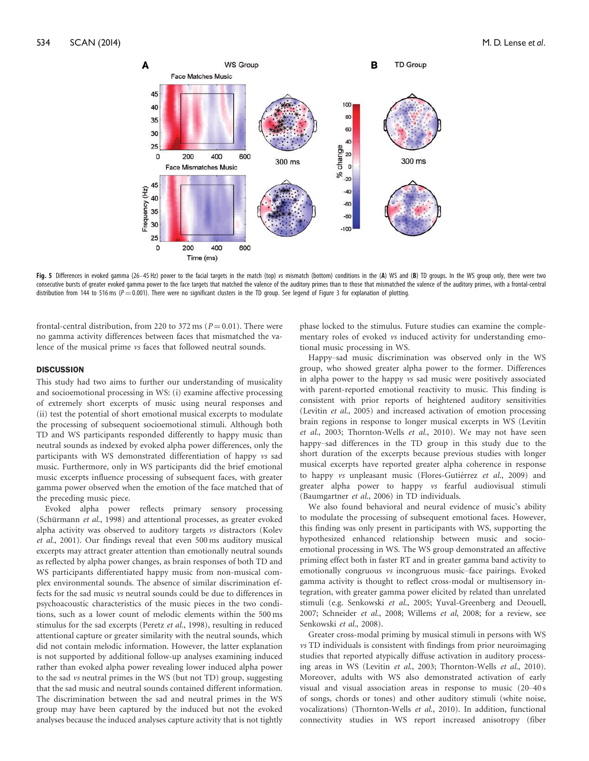**Fig. 5** Differences in evoked gamma (26–45 Hz) power to the facial targets in the match (top) *vs* mismatch (bottom) conditions in the (**A**) WS and (**B**) TD groups. In the WS group only, there were two consecutive bursts of greater evoked gamma power to the face targets that matched the valence of the auditory primes than to those that mismatched the valence of the auditory primes, with a frontal-central distribution from 144 to 516 ms ($P = 0.001$). There were no significant clusters in the TD group. See legend of Figure 3 for explanation of plotting.

frontal-central distribution, from 220 to 372 ms ($P = 0.01$). There were no gamma activity differences between faces that mismatched the valence of the musical prime *vs* faces that followed neutral sounds.

## DISCUSSION

This study had two aims to further our understanding of musicality and socioemotional processing in WS: (i) examine affective processing of extremely short excerpts of music using neural responses and (ii) test the potential of short emotional musical excerpts to modulate the processing of subsequent socioemotional stimuli. Although both TD and WS participants responded differently to happy music than neutral sounds as indexed by evoked alpha power differences, only the participants with WS demonstrated differentiation of happy *vs* sad music. Furthermore, only in WS participants did the brief emotional music excerpts influence processing of subsequent faces, with greater gamma power observed when the emotion of the face matched that of the preceding music piece.

Evoked alpha power reflects primary sensory processing (Schürmann *et al.*, 1998) and attentional processes, as greater evoked alpha activity was observed to auditory targets *vs* distractors (Kolev *et al.*, 2001). Our findings reveal that even 500 ms auditory musical excerpts may attract greater attention than emotionally neutral sounds as reflected by alpha power changes, as brain responses of both TD and WS participants differentiated happy music from non-musical complex environmental sounds. The absence of similar discrimination effects for the sad music *vs* neutral sounds could be due to differences in psychoacoustic characteristics of the music pieces in the two conditions, such as a lower count of melodic elements within the 500 ms stimulus for the sad excerpts (Peretz *et al.*, 1998), resulting in reduced attentional capture or greater similarity with the neutral sounds, which did not contain melodic information. However, the latter explanation is not supported by additional follow-up analyses examining induced rather than evoked alpha power revealing lower induced alpha power to the sad *vs* neutral primes in the WS (but not TD) group, suggesting that the sad music and neutral sounds contained different information. The discrimination between the sad and neutral primes in the WS group may have been captured by the induced but not the evoked analyses because the induced analyses capture activity that is not tightly phase locked to the stimulus. Future studies can examine the complementary roles of evoked *vs* induced activity for understanding emotional music processing in WS.

Happy–sad music discrimination was observed only in the WS group, who showed greater alpha power to the former. Differences in alpha power to the happy *vs* sad music were positively associated with parent-reported emotional reactivity to music. This finding is consistent with prior reports of heightened auditory sensitivities (Levitin *et al.*, 2005) and increased activation of emotion processing brain regions in response to longer musical excerpts in WS (Levitin *et al.*, 2003; Thornton-Wells *et al.*, 2010). We may not have seen happy–sad differences in the TD group in this study due to the short duration of the excerpts because previous studies with longer musical excerpts have reported greater alpha coherence in response to happy *vs* unpleasant music (Flores-Gutiérrez *et al.*, 2009) and greater alpha power to happy *vs* fearful audiovisual stimuli (Baumgartner *et al.*, 2006) in TD individuals.

We also found behavioral and neural evidence of music's ability to modulate the processing of subsequent emotional faces. However, this finding was only present in participants with WS, supporting the hypothesized enhanced relationship between music and socioemotional processing in WS. The WS group demonstrated an affective priming effect both in faster RT and in greater gamma band activity to emotionally congruous *vs* incongruous music–face pairings. Evoked gamma activity is thought to reflect cross-modal or multisensory integration, with greater gamma power elicited by related than unrelated stimuli (e.g. Senkowski *et al.*, 2005; Yuval-Greenberg and Deouell, 2007; Schneider *et al.*, 2008; Willems *et al*, 2008; for a review, see Senkowski *et al.*, 2008).

Greater cross-modal priming by musical stimuli in persons with WS *vs* TD individuals is consistent with findings from prior neuroimaging studies that reported atypically diffuse activation in auditory processing areas in WS (Levitin *et al.*, 2003; Thornton-Wells *et al.*, 2010). Moreover, adults with WS also demonstrated activation of early visual and visual association areas in response to music (20–40 s of songs, chords or tones) and other auditory stimuli (white noise, vocalizations) (Thornton-Wells *et al.*, 2010). In addition, functional connectivity studies in WS report increased anisotropy (fiber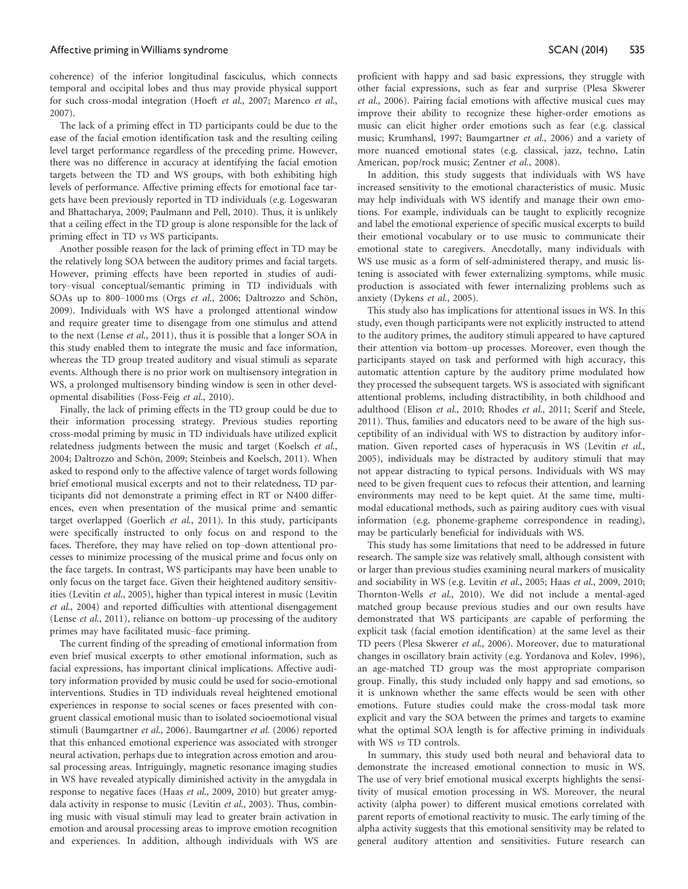coherence) of the inferior longitudinal fasciculus, which connects temporal and occipital lobes and thus may provide physical support for such cross-modal integration (Hoeft *et al.*, 2007; Marenco *et al.*, 2007).

The lack of a priming effect in TD participants could be due to the ease of the facial emotion identification task and the resulting ceiling level target performance regardless of the preceding prime. However, there was no difference in accuracy at identifying the facial emotion targets between the TD and WS groups, with both exhibiting high levels of performance. Affective priming effects for emotional face targets have been previously reported in TD individuals (e.g. Logeswaran and Bhattacharya, 2009; Paulmann and Pell, 2010). Thus, it is unlikely that a ceiling effect in the TD group is alone responsible for the lack of priming effect in TD *vs* WS participants.

Another possible reason for the lack of priming effect in TD may be the relatively long SOA between the auditory primes and facial targets. However, priming effects have been reported in studies of auditory–visual conceptual/semantic priming in TD individuals with SOAs up to 800–1000 ms (Orgs *et al.*, 2006; Daltrozzo and Schön, 2009). Individuals with WS have a prolonged attentional window and require greater time to disengage from one stimulus and attend to the next (Lense *et al.*, 2011), thus it is possible that a longer SOA in this study enabled them to integrate the music and face information, whereas the TD group treated auditory and visual stimuli as separate events. Although there is no prior work on multisensory integration in WS, a prolonged multisensory binding window is seen in other developmental disabilities (Foss-Feig *et al.*, 2010).

Finally, the lack of priming effects in the TD group could be due to their information processing strategy. Previous studies reporting cross-modal priming by music in TD individuals have utilized explicit relatedness judgments between the music and target (Koelsch *et al.*, 2004; Daltrozzo and Schön, 2009; Steinbeis and Koelsch, 2011). When asked to respond only to the affective valence of target words following brief emotional musical excerpts and not to their relatedness, TD participants did not demonstrate a priming effect in RT or N400 differences, even when presentation of the musical prime and semantic target overlapped (Goerlich *et al.*, 2011). In this study, participants were specifically instructed to only focus on and respond to the faces. Therefore, they may have relied on top–down attentional processes to minimize processing of the musical prime and focus only on the face targets. In contrast, WS participants may have been unable to only focus on the target face. Given their heightened auditory sensitivities (Levitin *et al.*, 2005), higher than typical interest in music (Levitin *et al.*, 2004) and reported difficulties with attentional disengagement (Lense *et al.*, 2011), reliance on bottom–up processing of the auditory primes may have facilitated music–face priming.

The current finding of the spreading of emotional information from even brief musical excerpts to other emotional information, such as facial expressions, has important clinical implications. Affective auditory information provided by music could be used for socio-emotional interventions. Studies in TD individuals reveal heightened emotional experiences in response to social scenes or faces presented with congruent classical emotional music than to isolated socioemotional visual stimuli (Baumgartner *et al.*, 2006). Baumgartner *et al.* (2006) reported that this enhanced emotional experience was associated with stronger neural activation, perhaps due to integration across emotion and arousal processing areas. Intriguingly, magnetic resonance imaging studies in WS have revealed atypically diminished activity in the amygdala in response to negative faces (Haas *et al.*, 2009, 2010) but greater amygdala activity in response to music (Levitin *et al.*, 2003). Thus, combining music with visual stimuli may lead to greater brain activation in emotion and arousal processing areas to improve emotion recognition and experiences. In addition, although individuals with WS are proficient with happy and sad basic expressions, they struggle with other facial expressions, such as fear and surprise (Plesa Skwerer *et al.*, 2006). Pairing facial emotions with affective musical cues may improve their ability to recognize these higher-order emotions as music can elicit higher order emotions such as fear (e.g. classical music; Krumhansl, 1997; Baumgartner *et al.*, 2006) and a variety of more nuanced emotional states (e.g. classical, jazz, techno, Latin American, pop/rock music; Zentner *et al.*, 2008).

In addition, this study suggests that individuals with WS have increased sensitivity to the emotional characteristics of music. Music may help individuals with WS identify and manage their own emotions. For example, individuals can be taught to explicitly recognize and label the emotional experience of specific musical excerpts to build their emotional vocabulary or to use music to communicate their emotional state to caregivers. Anecdotally, many individuals with WS use music as a form of self-administered therapy, and music listening is associated with fewer externalizing symptoms, while music production is associated with fewer internalizing problems such as anxiety (Dykens *et al.*, 2005).

This study also has implications for attentional issues in WS. In this study, even though participants were not explicitly instructed to attend to the auditory primes, the auditory stimuli appeared to have captured their attention via bottom–up processes. Moreover, even though the participants stayed on task and performed with high accuracy, this automatic attention capture by the auditory prime modulated how they processed the subsequent targets. WS is associated with significant attentional problems, including distractibility, in both childhood and adulthood (Elison *et al.*, 2010; Rhodes *et al.*, 2011; Scerif and Steele, 2011). Thus, families and educators need to be aware of the high susceptibility of an individual with WS to distraction by auditory information. Given reported cases of hyperacusis in WS (Levitin *et al.*, 2005), individuals may be distracted by auditory stimuli that may not appear distracting to typical persons. Individuals with WS may need to be given frequent cues to refocus their attention, and learning environments may need to be kept quiet. At the same time, multimodal educational methods, such as pairing auditory cues with visual information (e.g. phoneme-grapheme correspondence in reading), may be particularly beneficial for individuals with WS.

This study has some limitations that need to be addressed in future research. The sample size was relatively small, although consistent with or larger than previous studies examining neural markers of musicality and sociability in WS (e.g. Levitin *et al.*, 2005; Haas *et al.*, 2009, 2010; Thornton-Wells *et al.*, 2010). We did not include a mental-aged matched group because previous studies and our own results have demonstrated that WS participants are capable of performing the explicit task (facial emotion identification) at the same level as their TD peers (Plesa Skwerer *et al.*, 2006). Moreover, due to maturational changes in oscillatory brain activity (e.g. Yordanova and Kolev, 1996), an age-matched TD group was the most appropriate comparison group. Finally, this study included only happy and sad emotions, so it is unknown whether the same effects would be seen with other emotions. Future studies could make the cross-modal task more explicit and vary the SOA between the primes and targets to examine what the optimal SOA length is for affective priming in individuals with WS *vs* TD controls.

In summary, this study used both neural and behavioral data to demonstrate the increased emotional connection to music in WS. The use of very brief emotional musical excerpts highlights the sensitivity of musical emotion processing in WS. Moreover, the neural activity (alpha power) to different musical emotions correlated with parent reports of emotional reactivity to music. The early timing of the alpha activity suggests that this emotional sensitivity may be related to general auditory attention and sensitivities. Future research can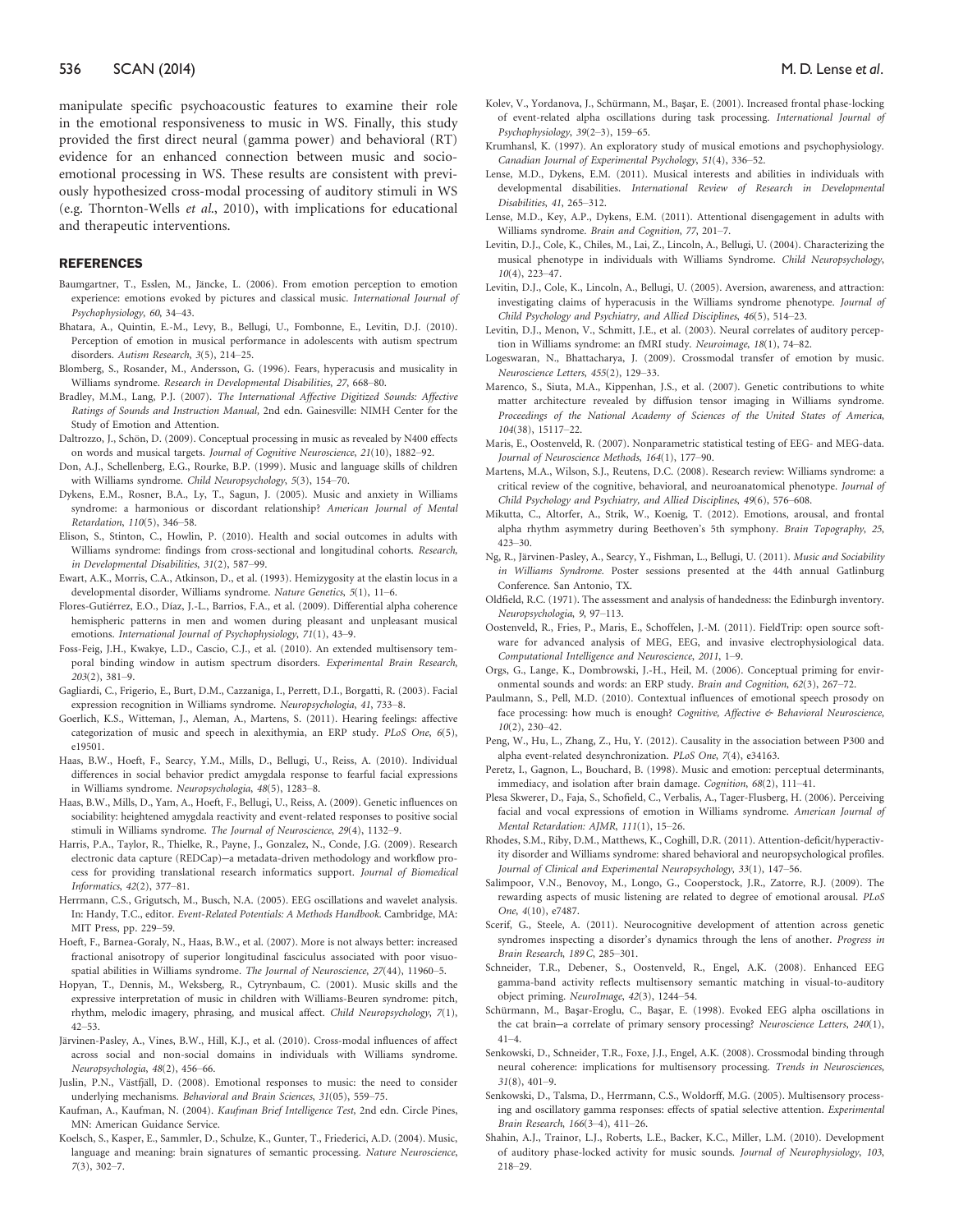manipulate specific psychoacoustic features to examine their role in the emotional responsiveness to music in WS. Finally, this study provided the first direct neural (gamma power) and behavioral (RT) evidence for an enhanced connection between music and socio-emotional processing in WS. These results are consistent with previously hypothesized cross-modal processing of auditory stimuli in WS (e.g. Thornton-Wells *et al.*, 2010), with implications for educational and therapeutic interventions.

## REFERENCES

Baumgartner, T., Esslen, M., Jäncke, L. (2006). From emotion perception to emotion experience: emotions evoked by pictures and classical music. *International Journal of Psychophysiology*, *60*, 34–43.

Bhatara, A., Quintin, E.-M., Levy, B., Bellugi, U., Fombonne, E., Levitin, D.J. (2010). Perception of emotion in musical performance in adolescents with autism spectrum disorders. *Autism Research*, *3*(5), 214–25.

Blomberg, S., Rosander, M., Andersson, G. (1996). Fears, hyperacusis and musicality in Williams syndrome. *Research in Developmental Disabilities*, *27*, 668–80.

Bradley, M.M., Lang, P.J. (2007). *The International Affective Digitized Sounds: Affective Ratings of Sounds and Instruction Manual*, 2nd edn. Gainesville: NIMH Center for the Study of Emotion and Attention.

Daltrozzo, J., Schön, D. (2009). Conceptual processing in music as revealed by N400 effects on words and musical targets. *Journal of Cognitive Neuroscience*, *21*(10), 1882–92.

Don, A.J., Schellenberg, E.G., Rourke, B.P. (1999). Music and language skills of children with Williams syndrome. *Child Neuropsychology*, *5*(3), 154–70.

Dykens, E.M., Rosner, B.A., Ly, T., Sagun, J. (2005). Music and anxiety in Williams syndrome: a harmonious or discordant relationship? *American Journal of Mental Retardation*, *110*(5), 346–58.

Elison, S., Stinton, C., Howlin, P. (2010). Health and social outcomes in adults with Williams syndrome: findings from cross-sectional and longitudinal cohorts. *Research, in Developmental Disabilities*, *31*(2), 587–99.

Ewart, A.K., Morris, C.A., Atkinson, D., et al. (1993). Hemizygosity at the elastin locus in a developmental disorder, Williams syndrome. *Nature Genetics*, *5*(1), 11–6.

Flores-Gutiérrez, E.O., Díaz, J.-L., Barrios, F.A., et al. (2009). Differential alpha coherence hemispheric patterns in men and women during pleasant and unpleasant musical emotions. *International Journal of Psychophysiology*, *71*(1), 43–9.

Foss-Feig, J.H., Kwakye, L.D., Cascio, C.J., et al. (2010). An extended multisensory temporal binding window in autism spectrum disorders. *Experimental Brain Research*, *203*(2), 381–9.

Gagliardi, C., Frigerio, E., Burt, D.M., Cazzaniga, I., Perrett, D.I., Borgatti, R. (2003). Facial expression recognition in Williams syndrome. *Neuropsychologia*, *41*, 733–8.

Goerlich, K.S., Witteman, J., Aleman, A., Martens, S. (2011). Hearing feelings: affective categorization of music and speech in alexithymia, an ERP study. *PLoS One*, *6*(5), e19501.

Haas, B.W., Hoeft, F., Searcy, Y.M., Mills, D., Bellugi, U., Reiss, A. (2010). Individual differences in social behavior predict amygdala response to fearful facial expressions in Williams syndrome. *Neuropsychologia*, *48*(5), 1283–8.

Haas, B.W., Mills, D., Yam, A., Hoeft, F., Bellugi, U., Reiss, A. (2009). Genetic influences on sociability: heightened amygdala reactivity and event-related responses to positive social stimuli in Williams syndrome. *The Journal of Neuroscience*, *29*(4), 1132–9.

Harris, P.A., Taylor, R., Thielke, R., Payne, J., Gonzalez, N., Conde, J.G. (2009). Research electronic data capture (REDCap)—a metadata-driven methodology and workflow process for providing translational research informatics support. *Journal of Biomedical Informatics*, *42*(2), 377–81.

Herrmann, C.S., Grigutsch, M., Busch, N.A. (2005). EEG oscillations and wavelet analysis. In: Handy, T.C., editor. *Event-Related Potentials: A Methods Handbook*. Cambridge, MA: MIT Press, pp. 229–59.

Hoeft, F., Barnea-Goraly, N., Haas, B.W., et al. (2007). More is not always better: increased fractional anisotropy of superior longitudinal fasciculus associated with poor visuospatial abilities in Williams syndrome. *The Journal of Neuroscience*, *27*(44), 11960–5.

Hopyan, T., Dennis, M., Weksberg, R., Cytrynbaum, C. (2001). Music skills and the expressive interpretation of music in children with Williams-Beuren syndrome: pitch, rhythm, melodic imagery, phrasing, and musical affect. *Child Neuropsychology*, *7*(1), 42–53.

Järvinen-Pasley, A., Vines, B.W., Hill, K.J., et al. (2010). Cross-modal influences of affect across social and non-social domains in individuals with Williams syndrome. *Neuropsychologia*, *48*(2), 456–66.

Juslin, P.N., Västfjäll, D. (2008). Emotional responses to music: the need to consider underlying mechanisms. *Behavioral and Brain Sciences*, *31*(05), 559–75.

Kaufman, A., Kaufman, N. (2004). *Kaufman Brief Intelligence Test*, 2nd edn. Circle Pines, MN: American Guidance Service.

Koelsch, S., Kasper, E., Sammler, D., Schulze, K., Gunter, T., Friederici, A.D. (2004). Music, language and meaning: brain signatures of semantic processing. *Nature Neuroscience*, *7*(3), 302–7.

Kolev, V., Yordanova, J., Schürmann, M., Başar, E. (2001). Increased frontal phase-locking of event-related alpha oscillations during task processing. *International Journal of Psychophysiology*, *39*(2–3), 159–65.

Krumhansl, K. (1997). An exploratory study of musical emotions and psychophysiology. *Canadian Journal of Experimental Psychology*, *51*(4), 336–52.

Lense, M.D., Dykens, E.M. (2011). Musical interests and abilities in individuals with developmental disabilities. *International Review of Research in Developmental Disabilities*, *41*, 265–312.

Lense, M.D., Key, A.P., Dykens, E.M. (2011). Attentional disengagement in adults with Williams syndrome. *Brain and Cognition*, *77*, 201–7.

Levitin, D.J., Cole, K., Chiles, M., Lai, Z., Lincoln, A., Bellugi, U. (2004). Characterizing the musical phenotype in individuals with Williams Syndrome. *Child Neuropsychology*, *10*(4), 223–47.

Levitin, D.J., Cole, K., Lincoln, A., Bellugi, U. (2005). Aversion, awareness, and attraction: investigating claims of hyperacusis in the Williams syndrome phenotype. *Journal of Child Psychology and Psychiatry, and Allied Disciplines*, *46*(5), 514–23.

Levitin, D.J., Menon, V., Schmitt, J.E., et al. (2003). Neural correlates of auditory perception in Williams syndrome: an fMRI study. *Neuroimage*, *18*(1), 74–82.

Logeswaran, N., Bhattacharya, J. (2009). Crossmodal transfer of emotion by music. *Neuroscience Letters*, *455*(2), 129–33.

Marenco, S., Siuta, M.A., Kippenhan, J.S., et al. (2007). Genetic contributions to white matter architecture revealed by diffusion tensor imaging in Williams syndrome. *Proceedings of the National Academy of Sciences of the United States of America*, *104*(38), 15117–22.

Maris, E., Oostenveld, R. (2007). Nonparametric statistical testing of EEG- and MEG-data. *Journal of Neuroscience Methods*, *164*(1), 177–90.

Martens, M.A., Wilson, S.J., Reutens, D.C. (2008). Research review: Williams syndrome: a critical review of the cognitive, behavioral, and neuroanatomical phenotype. *Journal of Child Psychology and Psychiatry, and Allied Disciplines*, *49*(6), 576–608.

Mikutta, C., Altorfer, A., Strik, W., Koenig, T. (2012). Emotions, arousal, and frontal alpha rhythm asymmetry during Beethoven's 5th symphony. *Brain Topography*, *25*, 423–30.

Ng, R., Järvinen-Pasley, A., Searcy, Y., Fishman, L., Bellugi, U. (2011). *Music and Sociability in Williams Syndrome*. Poster sessions presented at the 44th annual Gatlinburg Conference. San Antonio, TX.

Oldfield, R.C. (1971). The assessment and analysis of handedness: the Edinburgh inventory. *Neuropsychologia*, *9*, 97–113.

Oostenveld, R., Fries, P., Maris, E., Schoffelen, J.-M. (2011). FieldTrip: open source software for advanced analysis of MEG, EEG, and invasive electrophysiological data. *Computational Intelligence and Neuroscience*, *2011*, 1–9.

Orgs, G., Lange, K., Dombrowski, J.-H., Heil, M. (2006). Conceptual priming for environmental sounds and words: an ERP study. *Brain and Cognition*, *62*(3), 267–72.

Paulmann, S., Pell, M.D. (2010). Contextual influences of emotional speech prosody on face processing: how much is enough? *Cognitive, Affective & Behavioral Neuroscience*, *10*(2), 230–42.

Peng, W., Hu, L., Zhang, Z., Hu, Y. (2012). Causality in the association between P300 and alpha event-related desynchronization. *PLoS One*, *7*(4), e34163.

Peretz, I., Gagnon, L., Bouchard, B. (1998). Music and emotion: perceptual determinants, immediacy, and isolation after brain damage. *Cognition*, *68*(2), 111–41.

Plesa Skwerer, D., Faja, S., Schofield, C., Verbalis, A., Tager-Flusberg, H. (2006). Perceiving facial and vocal expressions of emotion in Williams syndrome. *American Journal of Mental Retardation: AJMR*, *111*(1), 15–26.

Rhodes, S.M., Riby, D.M., Matthews, K., Coghill, D.R. (2011). Attention-deficit/hyperactivity disorder and Williams syndrome: shared behavioral and neuropsychological profiles. *Journal of Clinical and Experimental Neuropsychology*, *33*(1), 147–56.

Salimpoor, V.N., Benovoy, M., Longo, G., Cooperstock, J.R., Zatorre, R.J. (2009). The rewarding aspects of music listening are related to degree of emotional arousal. *PLoS One*, *4*(10), e7487.

Scerif, G., Steele, A. (2011). Neurocognitive development of attention across genetic syndromes inspecting a disorder's dynamics through the lens of another. *Progress in Brain Research*, *189 C*, 285–301.

Schneider, T.R., Debener, S., Oostenveld, R., Engel, A.K. (2008). Enhanced EEG gamma-band activity reflects multisensory semantic matching in visual-to-auditory object priming. *NeuroImage*, *42*(3), 1244–54.

Schürmann, M., Başar-Eroglu, C., Başar, E. (1998). Evoked EEG alpha oscillations in the cat brain—a correlate of primary sensory processing? *Neuroscience Letters*, *240*(1), 41–4.

Senkowski, D., Schneider, T.R., Foxe, J.J., Engel, A.K. (2008). Crossmodal binding through neural coherence: implications for multisensory processing. *Trends in Neurosciences*, *31*(8), 401–9.

Senkowski, D., Talsma, D., Herrmann, C.S., Woldorff, M.G. (2005). Multisensory processing and oscillatory gamma responses: effects of spatial selective attention. *Experimental Brain Research*, *166*(3–4), 411–26.

Shahin, A.J., Trainor, L.J., Roberts, L.E., Backer, K.C., Miller, L.M. (2010). Development of auditory phase-locked activity for music sounds. *Journal of Neurophysiology*, *103*, 218–29.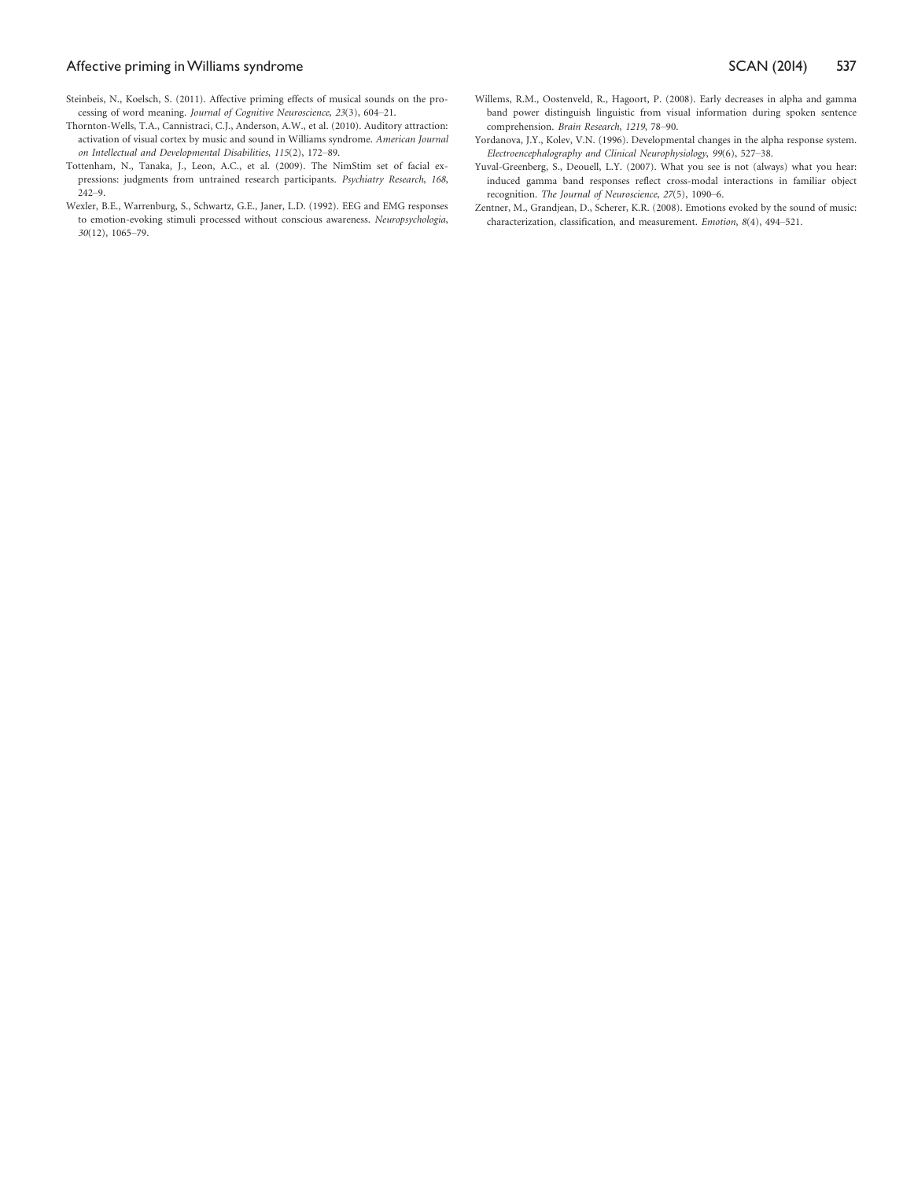Steinbeis, N., Koelsch, S. (2011). Affective priming effects of musical sounds on the processing of word meaning. *Journal of Cognitive Neuroscience*, *23*(3), 604–21.

Thornton-Wells, T.A., Cannistraci, C.J., Anderson, A.W., et al. (2010). Auditory attraction: activation of visual cortex by music and sound in Williams syndrome. *American Journal on Intellectual and Developmental Disabilities*, *115*(2), 172–89.

Tottenham, N., Tanaka, J., Leon, A.C., et al. (2009). The NimStim set of facial expressions: judgments from untrained research participants. *Psychiatry Research*, *168*, 242–9.

Wexler, B.E., Warrenburg, S., Schwartz, G.E., Janer, L.D. (1992). EEG and EMG responses to emotion-evoking stimuli processed without conscious awareness. *Neuropsychologia*, *30*(12), 1065–79.

Willems, R.M., Oostenveld, R., Hagoort, P. (2008). Early decreases in alpha and gamma band power distinguish linguistic from visual information during spoken sentence comprehension. *Brain Research*, *1219*, 78–90.

Yordanova, J.Y., Kolev, V.N. (1996). Developmental changes in the alpha response system. *Electroencephalography and Clinical Neurophysiology*, *99*(6), 527–38.

Yuval-Greenberg, S., Deouell, L.Y. (2007). What you see is not (always) what you hear: induced gamma band responses reflect cross-modal interactions in familiar object recognition. *The Journal of Neuroscience*, *27*(5), 1090–6.

Zentner, M., Grandjean, D., Scherer, K.R. (2008). Emotions evoked by the sound of music: characterization, classification, and measurement. *Emotion*, *8*(4), 494–521.